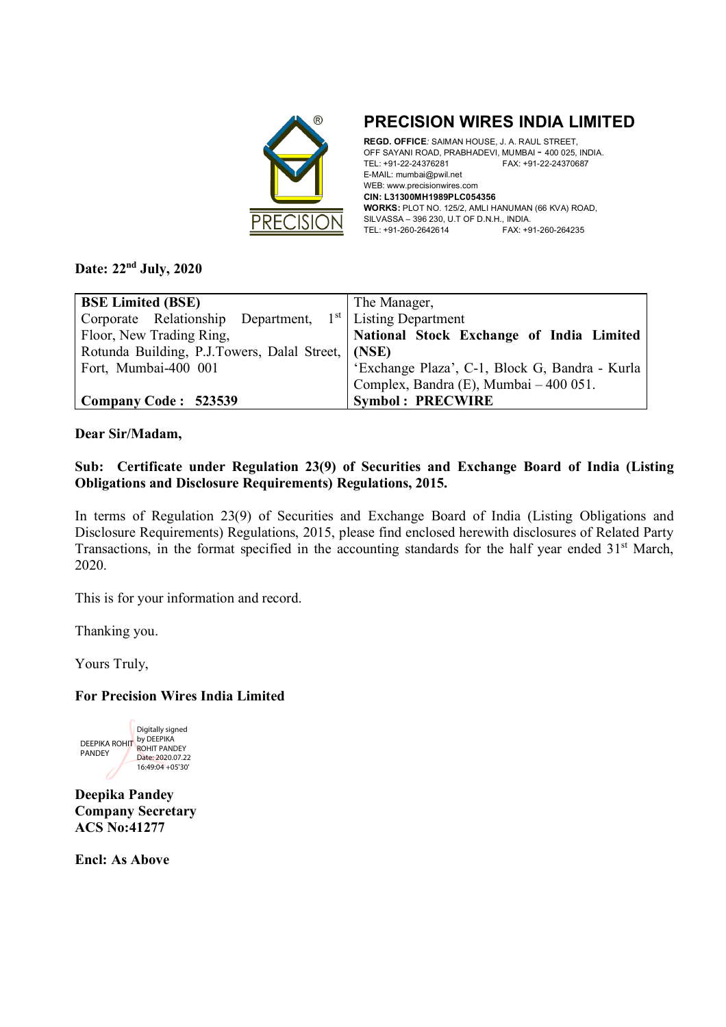# PRECISION WIRES INDIA LIMITED

**REGD. OFFICE**: SAIMAN HOUSE, J. A. RAUL STREET,
OFF SAYANI ROAD, PRABHADEVI, MUMBAI - 400 025, INDIA.
TEL: +91-22-24376281 FAX: +91-22-24370687
E-MAIL: mumbai@pwil.net
WEB: www.precisionwires.com
**CIN: L31300MH1989PLC054356**
**WORKS:** PLOT NO. 125/2, AMLI HANUMAN (66 KVA) ROAD,
SILVASSA – 396 230, U.T OF D.N.H., INDIA.
TEL: +91-260-2642614 FAX: +91-260-264235

**Date: 22nd July, 2020**

| **BSE Limited (BSE)** | The Manager, |
|---|---|
| Corporate Relationship Department, 1st Floor, New Trading Ring, Rotunda Building, P.J.Towers, Dalal Street, Fort, Mumbai-400 001 | Listing Department **National Stock Exchange of India Limited (NSE)** 'Exchange Plaza', C-1, Block G, Bandra - Kurla Complex, Bandra (E), Mumbai – 400 051. |
| **Company Code : 523539** | **Symbol : PRECWIRE** |

**Dear Sir/Madam,**

**Sub: Certificate under Regulation 23(9) of Securities and Exchange Board of India (Listing Obligations and Disclosure Requirements) Regulations, 2015.**

In terms of Regulation 23(9) of Securities and Exchange Board of India (Listing Obligations and Disclosure Requirements) Regulations, 2015, please find enclosed herewith disclosures of Related Party Transactions, in the format specified in the accounting standards for the half year ended 31st March, 2020.

This is for your information and record.

Thanking you.

Yours Truly,

**For Precision Wires India Limited**

DEEPIKA ROHIT PANDEY — Digitally signed by DEEPIKA ROHIT PANDEY Date: 2020.07.22 16:49:04 +05'30'

**Deepika Pandey**
**Company Secretary**
**ACS No:41277**

**Encl: As Above**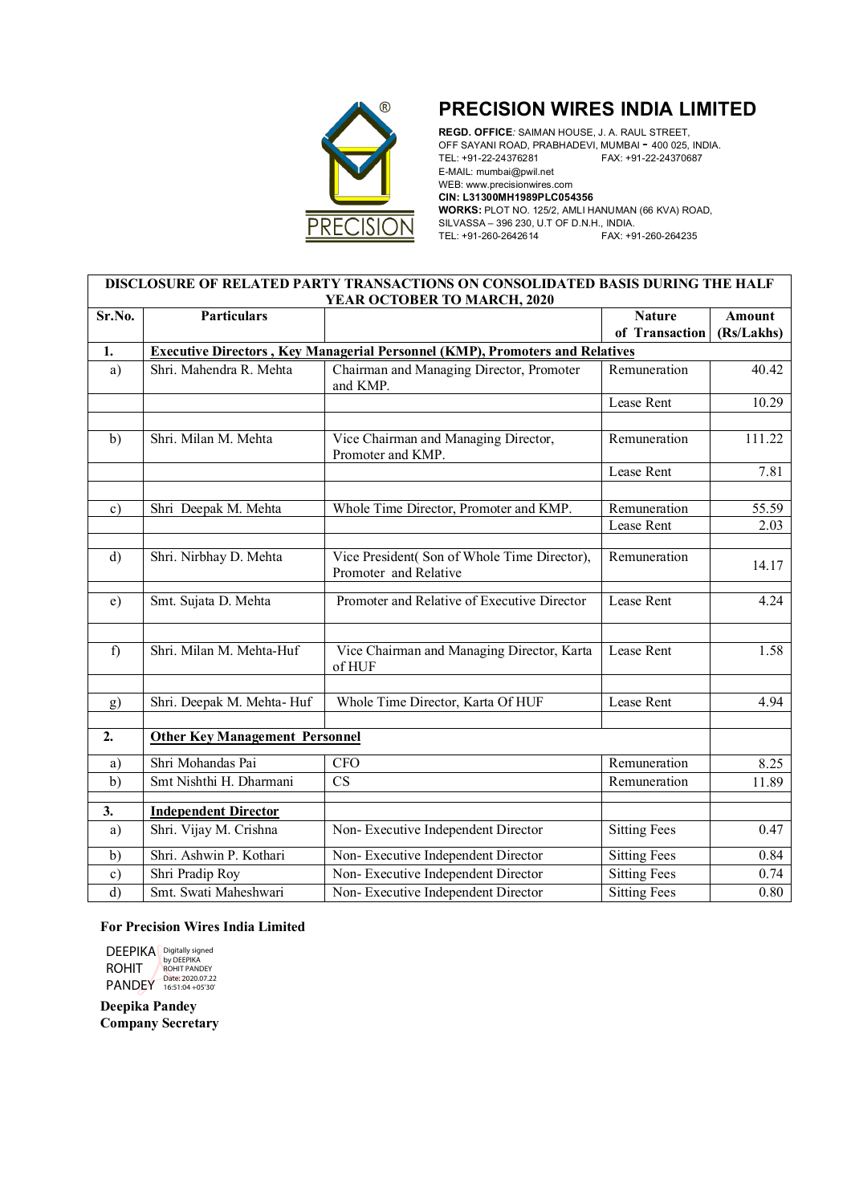# PRECISION WIRES INDIA LIMITED

**REGD. OFFICE**: SAIMAN HOUSE, J. A. RAUL STREET, OFF SAYANI ROAD, PRABHADEVI, MUMBAI - 400 025, INDIA.
TEL: +91-22-24376281 FAX: +91-22-24370687
E-MAIL: mumbai@pwil.net
WEB: www.precisionwires.com
**CIN: L31300MH1989PLC054356**
**WORKS:** PLOT NO. 125/2, AMLI HANUMAN (66 KVA) ROAD, SILVASSA – 396 230, U.T OF D.N.H., INDIA.
TEL: +91-260-2642614 FAX: +91-260-264235

**DISCLOSURE OF RELATED PARTY TRANSACTIONS ON CONSOLIDATED BASIS DURING THE HALF YEAR OCTOBER TO MARCH, 2020**

| Sr.No. | Particulars | | Nature of Transaction | Amount (Rs/Lakhs) |
|---|---|---|---|---|
| **1.** | **Executive Directors , Key Managerial Personnel (KMP), Promoters and Relatives** | | | |
| a) | Shri. Mahendra R. Mehta | Chairman and Managing Director, Promoter and KMP. | Remuneration | 40.42 |
| | | | Lease Rent | 10.29 |
| b) | Shri. Milan M. Mehta | Vice Chairman and Managing Director, Promoter and KMP. | Remuneration | 111.22 |
| | | | Lease Rent | 7.81 |
| c) | Shri Deepak M. Mehta | Whole Time Director, Promoter and KMP. | Remuneration | 55.59 |
| | | | Lease Rent | 2.03 |
| d) | Shri. Nirbhay D. Mehta | Vice President( Son of Whole Time Director), Promoter and Relative | Remuneration | 14.17 |
| e) | Smt. Sujata D. Mehta | Promoter and Relative of Executive Director | Lease Rent | 4.24 |
| f) | Shri. Milan M. Mehta-Huf | Vice Chairman and Managing Director, Karta of HUF | Lease Rent | 1.58 |
| g) | Shri. Deepak M. Mehta- Huf | Whole Time Director, Karta Of HUF | Lease Rent | 4.94 |
| **2.** | **Other Key Management Personnel** | | | |
| a) | Shri Mohandas Pai | CFO | Remuneration | 8.25 |
| b) | Smt Nishthi H. Dharmani | CS | Remuneration | 11.89 |
| **3.** | **Independent Director** | | | |
| a) | Shri. Vijay M. Crishna | Non- Executive Independent Director | Sitting Fees | 0.47 |
| b) | Shri. Ashwin P. Kothari | Non- Executive Independent Director | Sitting Fees | 0.84 |
| c) | Shri Pradip Roy | Non- Executive Independent Director | Sitting Fees | 0.74 |
| d) | Smt. Swati Maheshwari | Non- Executive Independent Director | Sitting Fees | 0.80 |

**For Precision Wires India Limited**

DEEPIKA ROHIT PANDEY
Digitally signed by DEEPIKA ROHIT PANDEY
Date: 2020.07.22 16:51:04 +05'30'

**Deepika Pandey**
**Company Secretary**